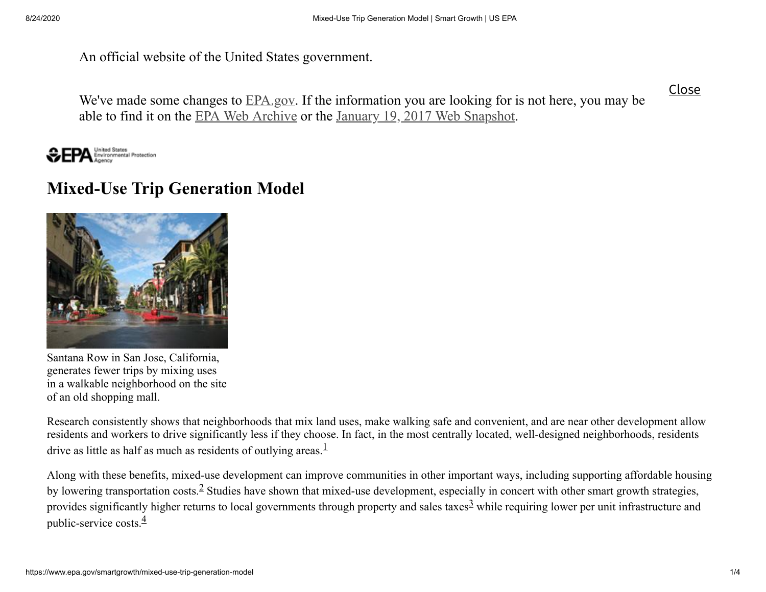An official website of the United States government.

We've made some changes to EPA.gov. If the information you are looking for is not here, you may be able to find it on the EPA Web Archive or the January 19, 2017 Web Snapshot.

Close

# Mixed-Use Trip Generation Model

Santana Row in San Jose, California, generates fewer trips by mixing uses in a walkable neighborhood on the site of an old shopping mall.

Research consistently shows that neighborhoods that mix land uses, make walking safe and convenient, and are near other development allow residents and workers to drive significantly less if they choose. In fact, in the most centrally located, well-designed neighborhoods, residents drive as little as half as much as residents of outlying areas.[1]

Along with these benefits, mixed-use development can improve communities in other important ways, including supporting affordable housing by lowering transportation costs.[2] Studies have shown that mixed-use development, especially in concert with other smart growth strategies, provides significantly higher returns to local governments through property and sales taxes[3] while requiring lower per unit infrastructure and public-service costs.[4]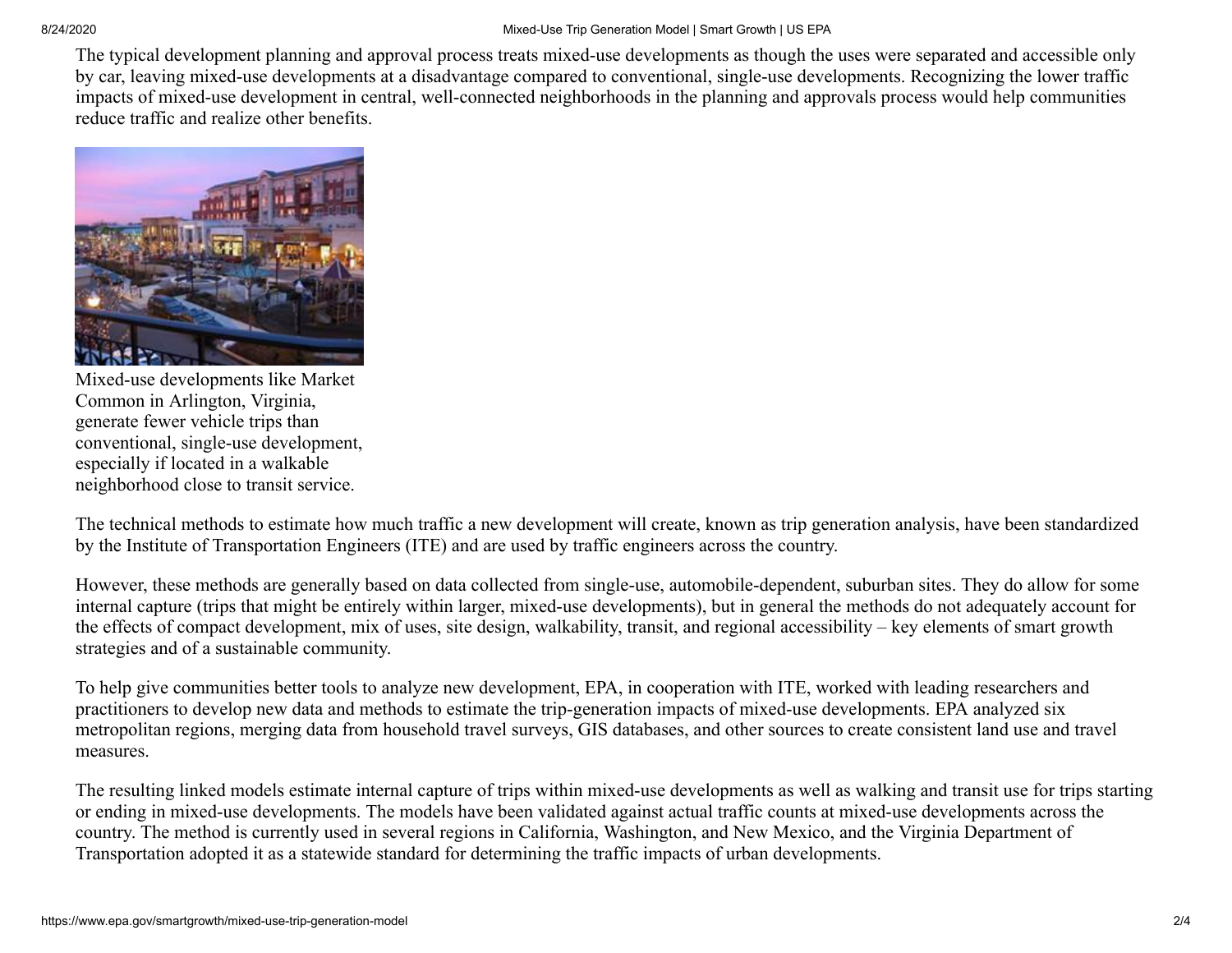The typical development planning and approval process treats mixed-use developments as though the uses were separated and accessible only by car, leaving mixed-use developments at a disadvantage compared to conventional, single-use developments. Recognizing the lower traffic impacts of mixed-use development in central, well-connected neighborhoods in the planning and approvals process would help communities reduce traffic and realize other benefits.

Mixed-use developments like Market Common in Arlington, Virginia, generate fewer vehicle trips than conventional, single-use development, especially if located in a walkable neighborhood close to transit service.

The technical methods to estimate how much traffic a new development will create, known as trip generation analysis, have been standardized by the Institute of Transportation Engineers (ITE) and are used by traffic engineers across the country.

However, these methods are generally based on data collected from single-use, automobile-dependent, suburban sites. They do allow for some internal capture (trips that might be entirely within larger, mixed-use developments), but in general the methods do not adequately account for the effects of compact development, mix of uses, site design, walkability, transit, and regional accessibility – key elements of smart growth strategies and of a sustainable community.

To help give communities better tools to analyze new development, EPA, in cooperation with ITE, worked with leading researchers and practitioners to develop new data and methods to estimate the trip-generation impacts of mixed-use developments. EPA analyzed six metropolitan regions, merging data from household travel surveys, GIS databases, and other sources to create consistent land use and travel measures.

The resulting linked models estimate internal capture of trips within mixed-use developments as well as walking and transit use for trips starting or ending in mixed-use developments. The models have been validated against actual traffic counts at mixed-use developments across the country. The method is currently used in several regions in California, Washington, and New Mexico, and the Virginia Department of Transportation adopted it as a statewide standard for determining the traffic impacts of urban developments.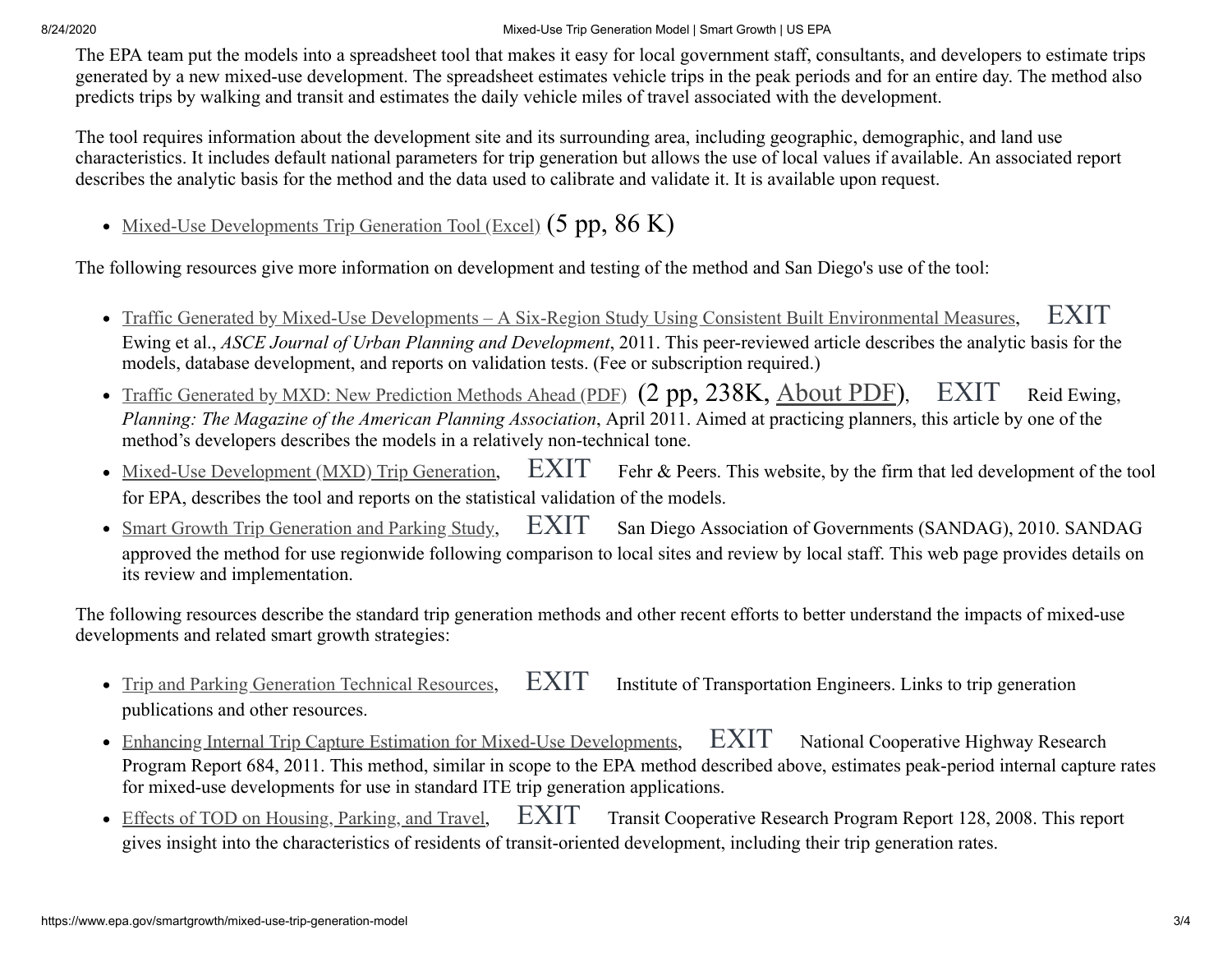The EPA team put the models into a spreadsheet tool that makes it easy for local government staff, consultants, and developers to estimate trips generated by a new mixed-use development. The spreadsheet estimates vehicle trips in the peak periods and for an entire day. The method also predicts trips by walking and transit and estimates the daily vehicle miles of travel associated with the development.

The tool requires information about the development site and its surrounding area, including geographic, demographic, and land use characteristics. It includes default national parameters for trip generation but allows the use of local values if available. An associated report describes the analytic basis for the method and the data used to calibrate and validate it. It is available upon request.

- Mixed-Use Developments Trip Generation Tool (Excel) (5 pp, 86 K)

The following resources give more information on development and testing of the method and San Diego's use of the tool:

- Traffic Generated by Mixed-Use Developments – A Six-Region Study Using Consistent Built Environmental Measures, EXIT Ewing et al., *ASCE Journal of Urban Planning and Development*, 2011. This peer-reviewed article describes the analytic basis for the models, database development, and reports on validation tests. (Fee or subscription required.)
- Traffic Generated by MXD: New Prediction Methods Ahead (PDF) (2 pp, 238K, About PDF), EXIT Reid Ewing, *Planning: The Magazine of the American Planning Association*, April 2011. Aimed at practicing planners, this article by one of the method's developers describes the models in a relatively non-technical tone.
- Mixed-Use Development (MXD) Trip Generation, EXIT Fehr & Peers. This website, by the firm that led development of the tool for EPA, describes the tool and reports on the statistical validation of the models.
- Smart Growth Trip Generation and Parking Study, EXIT San Diego Association of Governments (SANDAG), 2010. SANDAG approved the method for use regionwide following comparison to local sites and review by local staff. This web page provides details on its review and implementation.

The following resources describe the standard trip generation methods and other recent efforts to better understand the impacts of mixed-use developments and related smart growth strategies:

- Trip and Parking Generation Technical Resources, EXIT Institute of Transportation Engineers. Links to trip generation publications and other resources.
- Enhancing Internal Trip Capture Estimation for Mixed-Use Developments, EXIT National Cooperative Highway Research Program Report 684, 2011. This method, similar in scope to the EPA method described above, estimates peak-period internal capture rates for mixed-use developments for use in standard ITE trip generation applications.
- Effects of TOD on Housing, Parking, and Travel, EXIT Transit Cooperative Research Program Report 128, 2008. This report gives insight into the characteristics of residents of transit-oriented development, including their trip generation rates.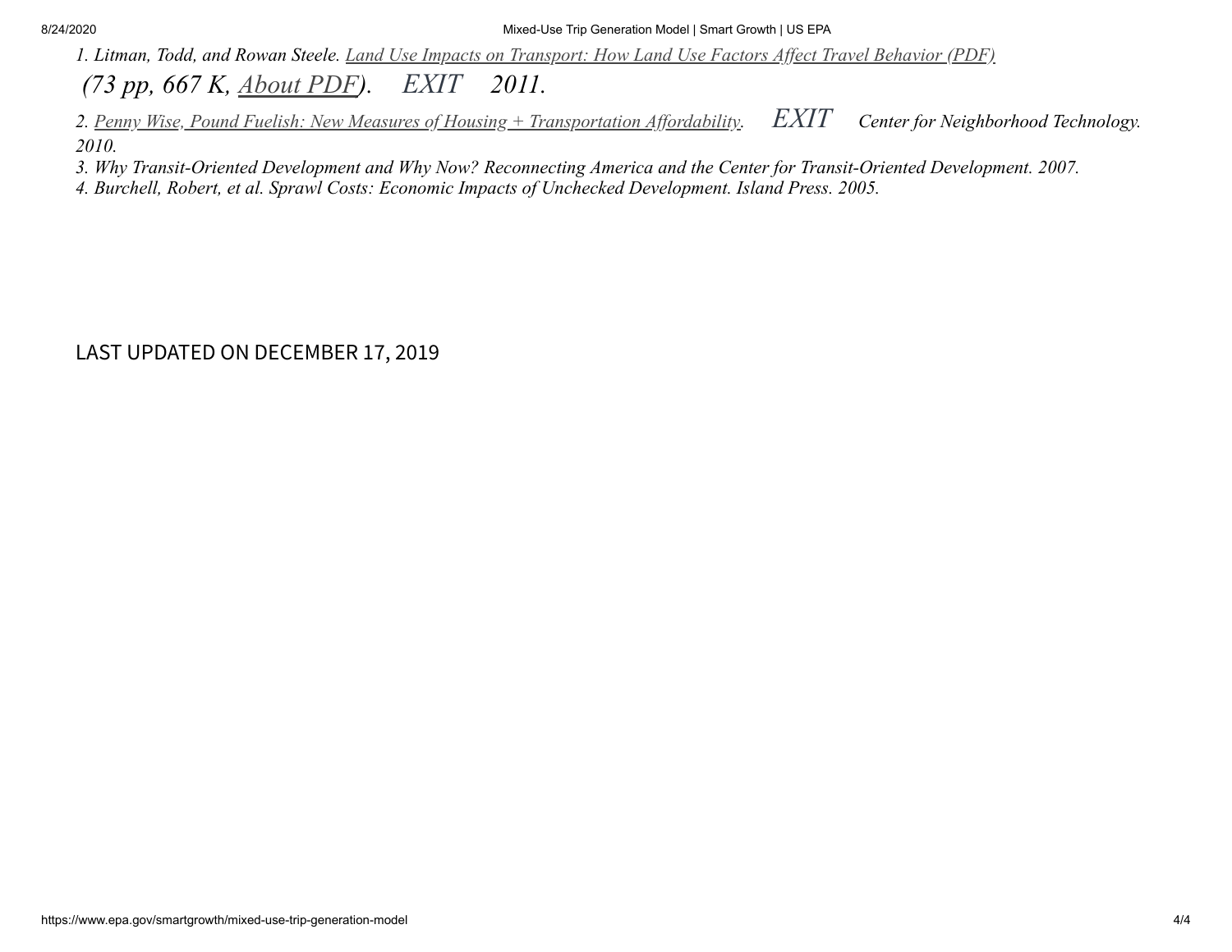*1. Litman, Todd, and Rowan Steele. Land Use Impacts on Transport: How Land Use Factors Affect Travel Behavior (PDF) (73 pp, 667 K, About PDF). EXIT 2011.*

*2. Penny Wise, Pound Fuelish: New Measures of Housing + Transportation Affordability. EXIT Center for Neighborhood Technology. 2010.*

*3. Why Transit-Oriented Development and Why Now? Reconnecting America and the Center for Transit-Oriented Development. 2007.*

*4. Burchell, Robert, et al. Sprawl Costs: Economic Impacts of Unchecked Development. Island Press. 2005.*

LAST UPDATED ON DECEMBER 17, 2019